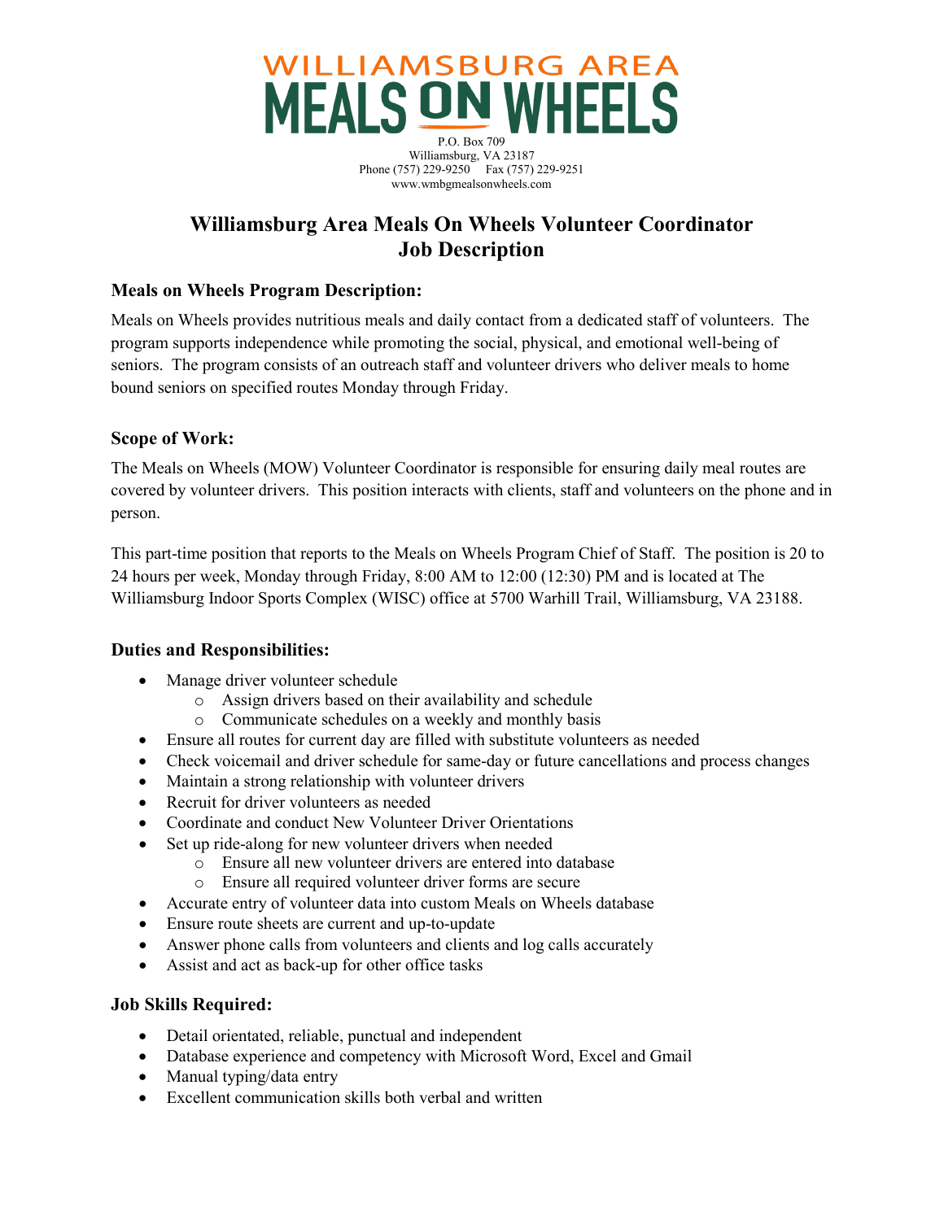# WILLIAMSBURG AREA MEALS ON WHEELS

P.O. Box 709
Williamsburg, VA 23187
Phone (757) 229-9250 Fax (757) 229-9251
www.wmbgmealsonwheels.com

## Williamsburg Area Meals On Wheels Volunteer Coordinator Job Description

### Meals on Wheels Program Description:

Meals on Wheels provides nutritious meals and daily contact from a dedicated staff of volunteers. The program supports independence while promoting the social, physical, and emotional well-being of seniors. The program consists of an outreach staff and volunteer drivers who deliver meals to home bound seniors on specified routes Monday through Friday.

### Scope of Work:

The Meals on Wheels (MOW) Volunteer Coordinator is responsible for ensuring daily meal routes are covered by volunteer drivers. This position interacts with clients, staff and volunteers on the phone and in person.

This part-time position that reports to the Meals on Wheels Program Chief of Staff. The position is 20 to 24 hours per week, Monday through Friday, 8:00 AM to 12:00 (12:30) PM and is located at The Williamsburg Indoor Sports Complex (WISC) office at 5700 Warhill Trail, Williamsburg, VA 23188.

### Duties and Responsibilities:

- Manage driver volunteer schedule
  - Assign drivers based on their availability and schedule
  - Communicate schedules on a weekly and monthly basis
- Ensure all routes for current day are filled with substitute volunteers as needed
- Check voicemail and driver schedule for same-day or future cancellations and process changes
- Maintain a strong relationship with volunteer drivers
- Recruit for driver volunteers as needed
- Coordinate and conduct New Volunteer Driver Orientations
- Set up ride-along for new volunteer drivers when needed
  - Ensure all new volunteer drivers are entered into database
  - Ensure all required volunteer driver forms are secure
- Accurate entry of volunteer data into custom Meals on Wheels database
- Ensure route sheets are current and up-to-update
- Answer phone calls from volunteers and clients and log calls accurately
- Assist and act as back-up for other office tasks

### Job Skills Required:

- Detail orientated, reliable, punctual and independent
- Database experience and competency with Microsoft Word, Excel and Gmail
- Manual typing/data entry
- Excellent communication skills both verbal and written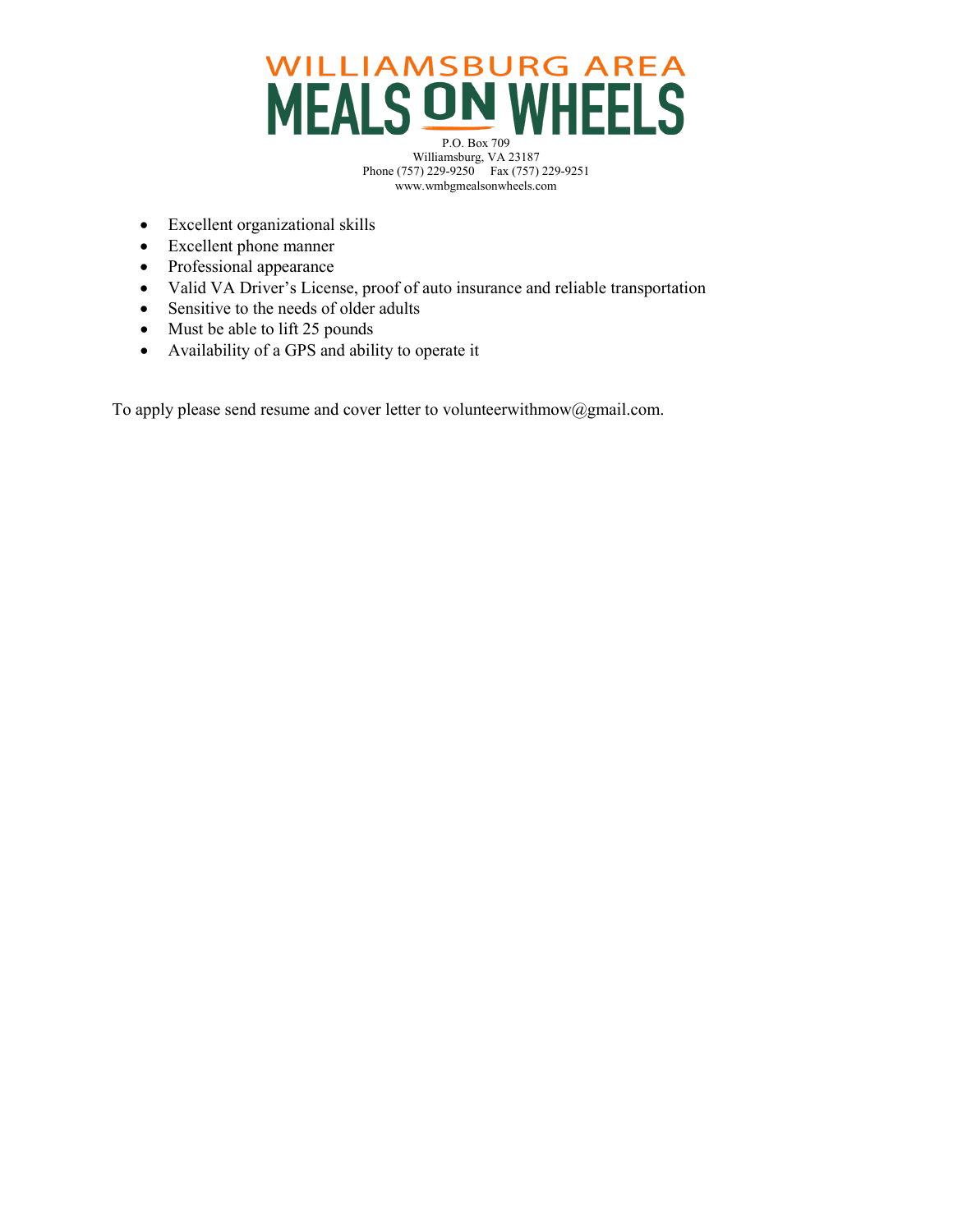WILLIAMSBURG AREA
MEALS ON WHEELS

P.O. Box 709
Williamsburg, VA 23187
Phone (757) 229-9250 Fax (757) 229-9251
www.wmbgmealsonwheels.com

- Excellent organizational skills
- Excellent phone manner
- Professional appearance
- Valid VA Driver's License, proof of auto insurance and reliable transportation
- Sensitive to the needs of older adults
- Must be able to lift 25 pounds
- Availability of a GPS and ability to operate it

To apply please send resume and cover letter to volunteerwithmow@gmail.com.